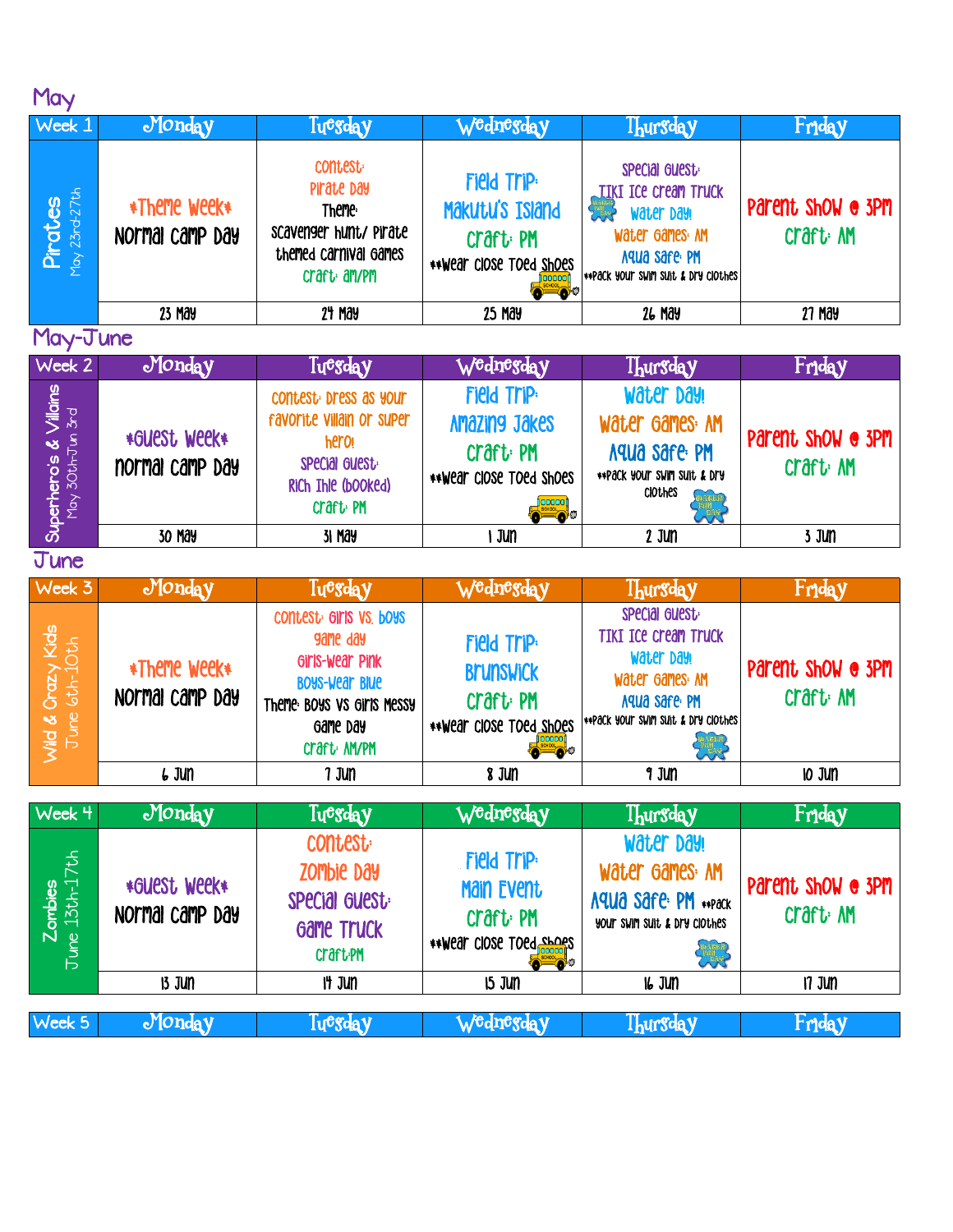## May

| Week 1 | Monday | Tuesday | Wednesday | Thursday | Friday |
|---|---|---|---|---|---|
| **Pirates** May 23rd-27th | *Theme Week* Normal Camp Day | Contest: Pirate Day Theme: Scavenger hunt/ Pirate themed carnival games Craft: AM/PM | Field Trip: Makutu's Island Craft: PM **Wear close toed shoes | Special Guest: TIKI Ice Cream Truck Water Day! Water Games: AM Aqua Safe: PM **Pack your swim suit & dry clothes | Parent Show @ 3PM Craft: AM |
| | 23 May | 24 May | 25 May | 26 May | 27 May |

## May-June

| Week 2 | Monday | Tuesday | Wednesday | Thursday | Friday |
|---|---|---|---|---|---|
| **Superhero's & Villains** May 30th-Jun 3rd | *Guest Week* Normal Camp Day | Contest: Dress as your favorite villain or super hero! Special Guest: Rich Ihle (booked) Craft: PM | Field Trip: Amazing Jakes Craft: PM **Wear close toed shoes | Water Day! Water Games: AM Aqua Safe: PM **Pack your swim suit & dry clothes | Parent Show @ 3PM Craft: AM |
| | 30 May | 31 May | 1 Jun | 2 Jun | 3 Jun |

## June

| Week 3 | Monday | Tuesday | Wednesday | Thursday | Friday |
|---|---|---|---|---|---|
| **Wild & Crazy Kids** June 6th-10th | *Theme Week* Normal Camp Day | Contest: Girls vs. Boys game day Girls-wear Pink Boys-wear Blue Theme: Boys vs Girls Messy Game Day Craft: AM/PM | Field Trip: Brunswick Craft: PM **Wear close toed shoes | Special Guest: TIKI Ice Cream Truck Water Day! Water Games: AM Aqua Safe: PM **Pack your swim suit & dry clothes | Parent Show @ 3PM Craft: AM |
| | 6 Jun | 7 Jun | 8 Jun | 9 Jun | 10 Jun |

| Week 4 | Monday | Tuesday | Wednesday | Thursday | Friday |
|---|---|---|---|---|---|
| **Zombies** June 13th-17th | *Guest Week* Normal Camp Day | Contest: Zombie Day Special Guest: Game Truck Craft:PM | Field Trip: Main Event Craft: PM **Wear close toed shoes | Water Day! Water Games: AM Aqua Safe: PM **Pack your swim suit & dry clothes | Parent Show @ 3PM Craft: AM |
| | 13 Jun | 14 Jun | 15 Jun | 16 Jun | 17 Jun |

| Week 5 | Monday | Tuesday | Wednesday | Thursday | Friday |
|---|---|---|---|---|---|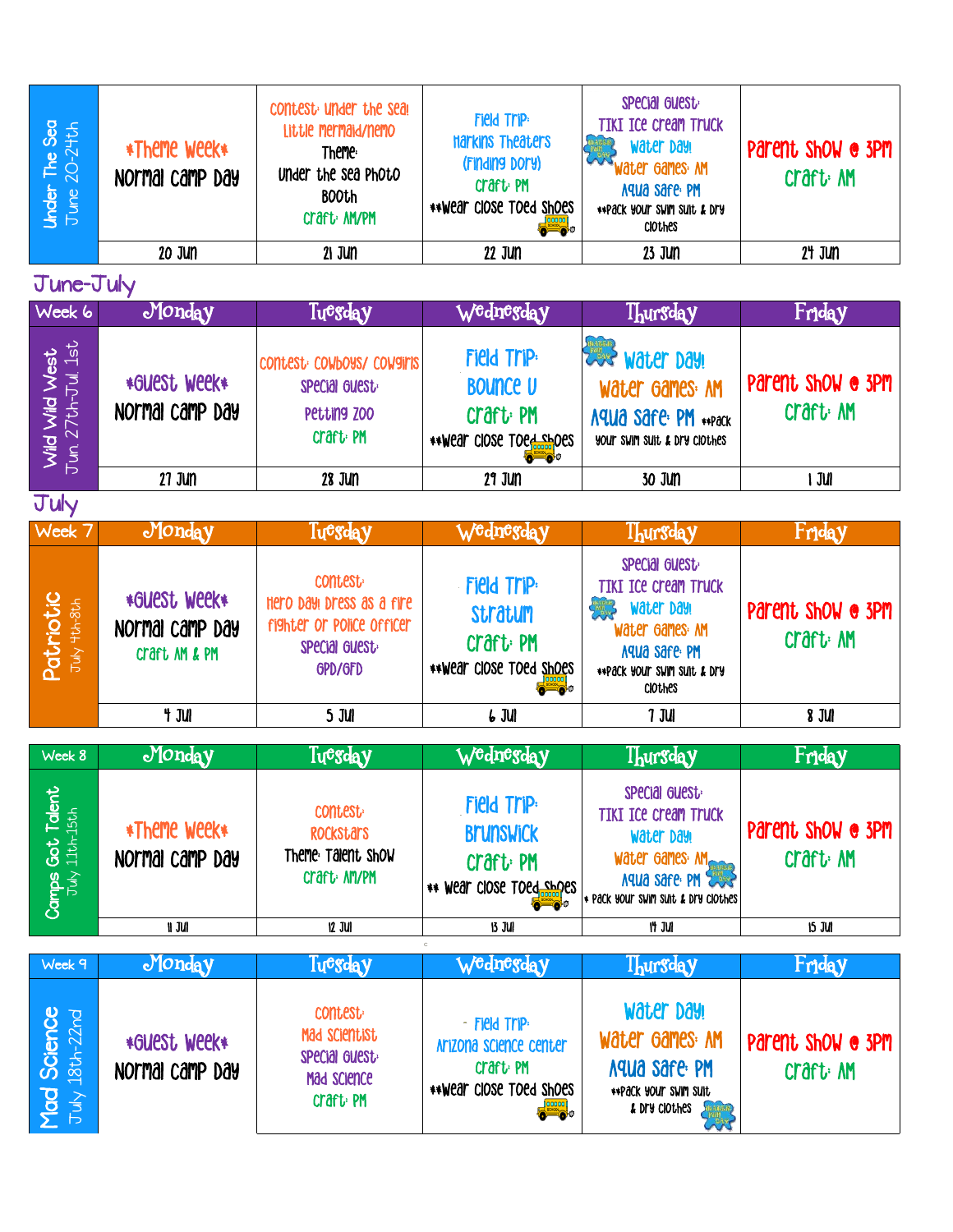| Under The Sea June 20-24th | *Theme Week* Normal Camp Day | Contest: Under the Sea! Little Mermaid/Nemo Theme: Under the Sea Photo Booth Craft: AM/PM | Field Trip: Harkins Theaters (Finding Dory) Craft: PM **Wear close Toed Shoes | Special Guest: TIKI Ice cream Truck Water Day! Water Games: AM Aqua Safe: PM **Pack your swim suit & dry clothes | Parent Show @ 3PM Craft: AM |
|---|---|---|---|---|---|
| | 20 Jun | 21 Jun | 22 Jun | 23 Jun | 24 Jun |

## June-July

| Week 6 | Monday | Tuesday | Wednesday | Thursday | Friday |
|---|---|---|---|---|---|
| Wild Wild West Jun. 27th-Jul. 1st | *Guest Week* Normal Camp Day | Contest: Cowboys/ Cowgirls Special Guest: Petting Zoo Craft: PM | Field Trip: Bounce U Craft: PM **Wear close Toed Shoes | Water Day! Water Games: AM Aqua Safe: PM **Pack your swim suit & dry clothes | Parent Show @ 3PM Craft: AM |
| | 27 Jun | 28 Jun | 29 Jun | 30 Jun | 1 Jul |

## July

| Week 7 | Monday | Tuesday | Wednesday | Thursday | Friday |
|---|---|---|---|---|---|
| Patriotic July 4th-8th | *Guest Week* Normal Camp Day Craft AM & PM | Contest: Hero Day! Dress as a fire fighter or police officer Special Guest: GPD/GFD | Field Trip: Stratum Craft: PM **Wear close Toed Shoes | Special Guest: TIKI Ice cream Truck Water Day! Water Games: AM Aqua Safe: PM **Pack your swim suit & dry clothes | Parent Show @ 3PM Craft: AM |
| | 4 Jul | 5 Jul | 6 Jul | 7 Jul | 8 Jul |

| Week 8 | Monday | Tuesday | Wednesday | Thursday | Friday |
|---|---|---|---|---|---|
| Camps Got Talent July 11th-15th | *Theme Week* Normal Camp Day | Contest: Rockstars Theme: Talent Show Craft: AM/PM | Field Trip: Brunswick Craft: PM ** Wear close Toed Shoes | Special Guest: TIKI Ice cream Truck Water Day! Water Games: AM Aqua Safe: PM * Pack your swim suit & dry clothes | Parent Show @ 3PM Craft: AM |
| | 11 Jul | 12 Jul | 13 Jul | 14 Jul | 15 Jul |

| Week 9 | Monday | Tuesday | Wednesday | Thursday | Friday |
|---|---|---|---|---|---|
| Mad Science July 18th-22nd | *Guest Week* Normal Camp Day | Contest: Mad Scientist Special Guest: Mad Science Craft: PM | Field Trip: Arizona Science Center Craft: PM **Wear close Toed Shoes | Water Day! Water Games: AM Aqua Safe: PM **Pack your swim suit & dry clothes | Parent Show @ 3PM Craft: AM |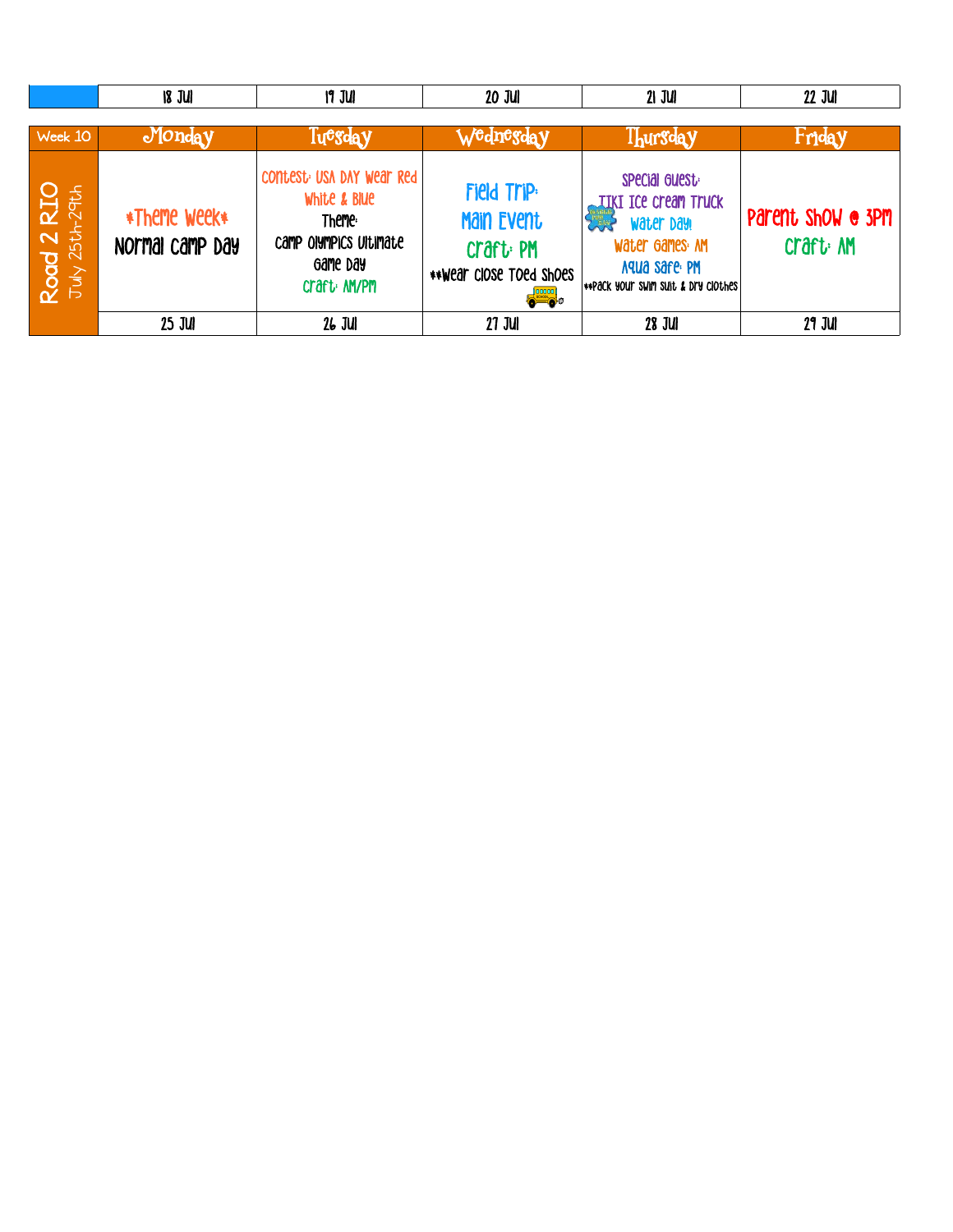| | 18 Jul | 19 Jul | 20 Jul | 21 Jul | 22 Jul |
|---|---|---|---|---|---|
| Week 10 | Monday | Tuesday | Wednesday | Thursday | Friday |
| Road 2 RIO July 25th-29th | *Theme Week* Normal Camp Day | Contest: USA DAY Wear Red White & Blue Theme: Camp Olympics Ultimate Game Day Craft: AM/PM | Field Trip: Main Event Craft: PM **Wear close Toed Shoes | Special Guest: TIKI Ice cream Truck Water Day! Water Games: AM Aqua Safe: PM **Pack your swim suit & dry clothes | Parent Show @ 3PM Craft: AM |
| | 25 Jul | 26 Jul | 27 Jul | 28 Jul | 29 Jul |